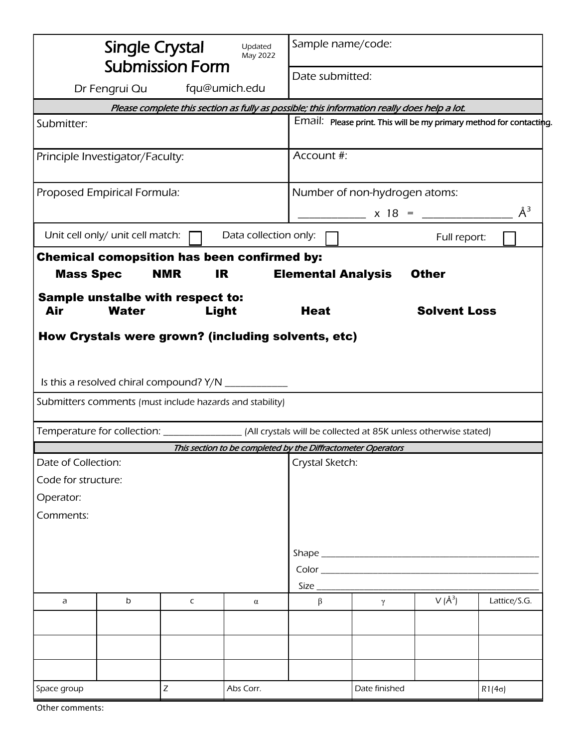# Single Crystal Submission Form

Updated May 2022

Dr Fengrui Qu fqu@umich.edu

Sample name/code:

Date submitted:

*Please complete this section as fully as possible; this information really does help a lot.*

| Submitter: | Email: Please print. This will be my primary method for contacting. |
|---|---|
| Principle Investigator/Faculty: | Account #: |
| Proposed Empirical Formula: | Number of non-hydrogen atoms: ____________ x 18 = ________________ Å$^3$ |

Unit cell only/ unit cell match: ☐ Data collection only: ☐ Full report: ☐

**Chemical comopsition has been confirmed by:**

**Mass Spec NMR IR Elemental Analysis Other**

**Sample unstalbe with respect to:**

**Air Water Light Heat Solvent Loss**

**How Crystals were grown? (including solvents, etc)**

Is this a resolved chiral compound? Y/N ____________

Submitters comments (must include hazards and stability)

Temperature for collection: _______________ (All crystals will be collected at 85K unless otherwise stated)

*This section to be completed by the Diffractometer Operators*

| Date of Collection: | Crystal Sketch: |
|---|---|
| Code for structure: | |
| Operator: | |
| Comments: | Shape ______________________________ |
| | Color ______________________________ |
| | Size ______________________________ |

| a | b | c | α | β | γ | V (Å$^3$) | Lattice/S.G. |
|---|---|---|---|---|---|---|---|
| | | | | | | | |
| | | | | | | | |
| | | | | | | | |

| Space group | Z | Abs Corr. | Date finished | R1(4σ) |
|---|---|---|---|---|
| | | | | |

Other comments: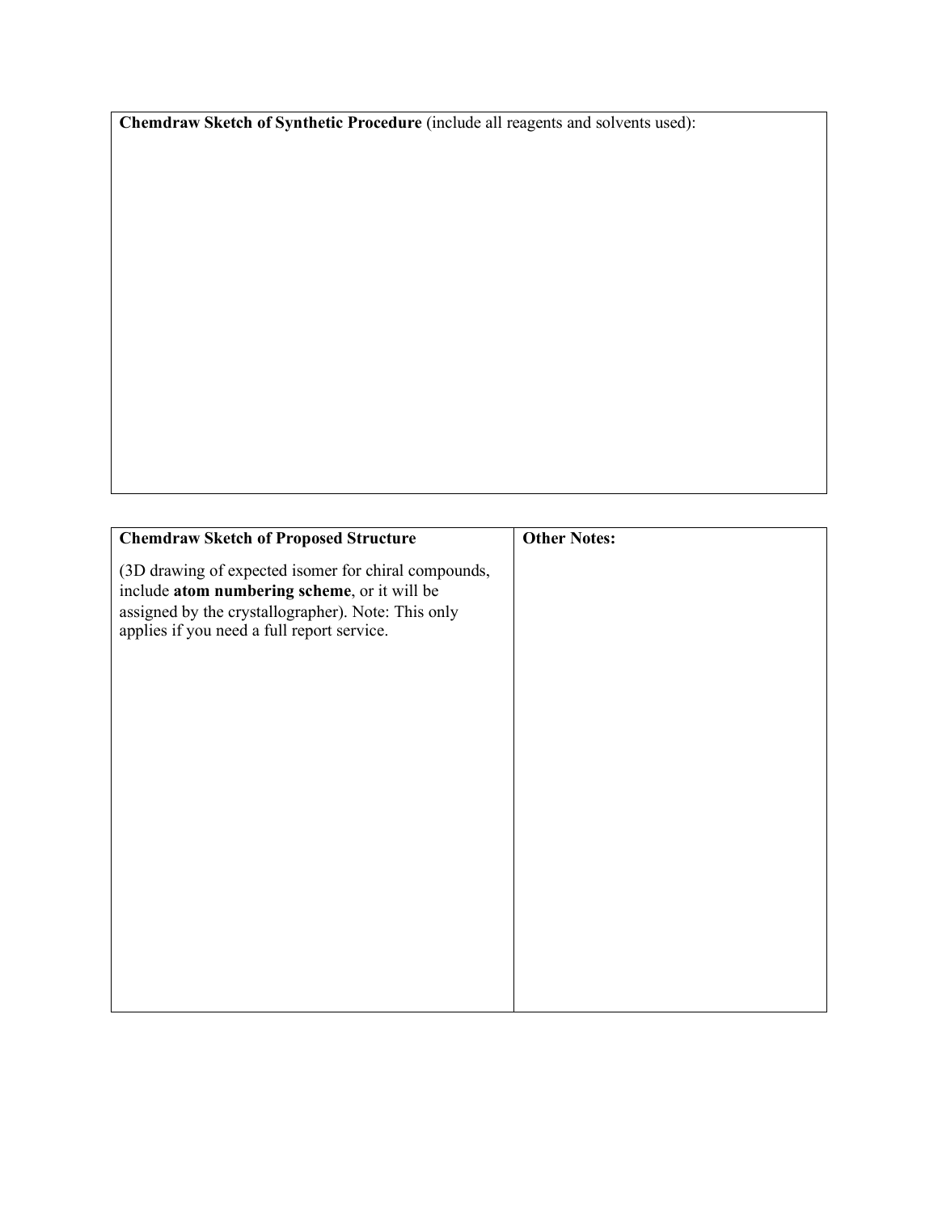**Chemdraw Sketch of Synthetic Procedure** (include all reagents and solvents used):

| **Chemdraw Sketch of Proposed Structure**<br><br>(3D drawing of expected isomer for chiral compounds, include **atom numbering scheme**, or it will be assigned by the crystallographer). Note: This only applies if you need a full report service. | **Other Notes:** |
| --- | --- |